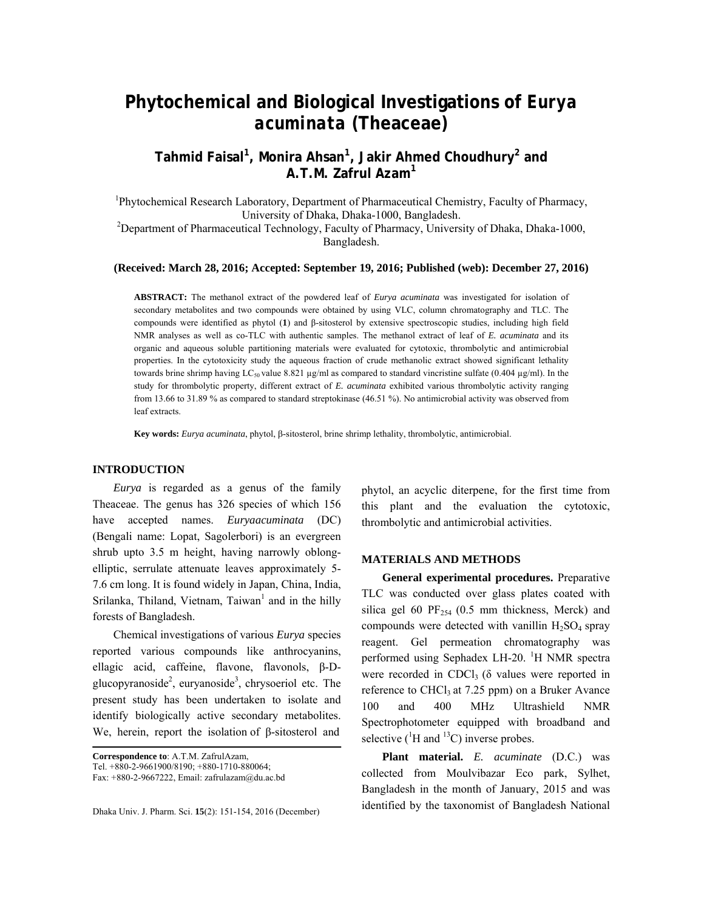# Phytochemical and Biological Investigations of *Eurya acuminata* (Theaceae)

**Tahmid Faisal[1], Monira Ahsan[1], Jakir Ahmed Choudhury[2] and A.T.M. Zafrul Azam[1]**

[1]Phytochemical Research Laboratory, Department of Pharmaceutical Chemistry, Faculty of Pharmacy, University of Dhaka, Dhaka-1000, Bangladesh.
[2]Department of Pharmaceutical Technology, Faculty of Pharmacy, University of Dhaka, Dhaka-1000, Bangladesh.

**(Received: March 28, 2016; Accepted: September 19, 2016; Published (web): December 27, 2016)**

**ABSTRACT:** The methanol extract of the powdered leaf of *Eurya acuminata* was investigated for isolation of secondary metabolites and two compounds were obtained by using VLC, column chromatography and TLC. The compounds were identified as phytol (**1**) and β-sitosterol by extensive spectroscopic studies, including high field NMR analyses as well as co-TLC with authentic samples. The methanol extract of leaf of *E. acuminata* and its organic and aqueous soluble partitioning materials were evaluated for cytotoxic, thrombolytic and antimicrobial properties. In the cytotoxicity study the aqueous fraction of crude methanolic extract showed significant lethality towards brine shrimp having $LC_{50}$ value 8.821 μg/ml as compared to standard vincristine sulfate (0.404 μg/ml). In the study for thrombolytic property, different extract of *E. acuminata* exhibited various thrombolytic activity ranging from 13.66 to 31.89 % as compared to standard streptokinase (46.51 %). No antimicrobial activity was observed from leaf extracts.

**Key words:** *Eurya acuminata*, phytol, β-sitosterol, brine shrimp lethality, thrombolytic, antimicrobial.

## INTRODUCTION

*Eurya* is regarded as a genus of the family Theaceae. The genus has 326 species of which 156 have accepted names. *Euryaacuminata* (DC) (Bengali name: Lopat, Sagolerbori) is an evergreen shrub upto 3.5 m height, having narrowly oblong-elliptic, serrulate attenuate leaves approximately 5-7.6 cm long. It is found widely in Japan, China, India, Srilanka, Thiland, Vietnam, Taiwan[1] and in the hilly forests of Bangladesh.

Chemical investigations of various *Eurya* species reported various compounds like anthrocyanins, ellagic acid, caffeine, flavone, flavonols, β-D-glucopyranoside[2], euryanoside[3], chrysoeriol etc. The present study has been undertaken to isolate and identify biologically active secondary metabolites. We, herein, report the isolation of β-sitosterol and phytol, an acyclic diterpene, for the first time from this plant and the evaluation the cytotoxic, thrombolytic and antimicrobial activities.

**Correspondence to**: A.T.M. ZafrulAzam,
Tel. +880-2-9661900/8190; +880-1710-880064;
Fax: +880-2-9667222, Email: zafrulazam@du.ac.bd

## MATERIALS AND METHODS

**General experimental procedures.** Preparative TLC was conducted over glass plates coated with silica gel 60 $PF_{254}$ (0.5 mm thickness, Merck) and compounds were detected with vanillin $H_2SO_4$ spray reagent. Gel permeation chromatography was performed using Sephadex LH-20. $^1H$ NMR spectra were recorded in $CDCl_3$ (δ values were reported in reference to $CHCl_3$ at 7.25 ppm) on a Bruker Avance 100 and 400 MHz Ultrashield NMR Spectrophotometer equipped with broadband and selective ($^1H$ and $^{13}C$) inverse probes.

**Plant material.** *E. acuminate* (D.C.) was collected from Moulvibazar Eco park, Sylhet, Bangladesh in the month of January, 2015 and was identified by the taxonomist of Bangladesh National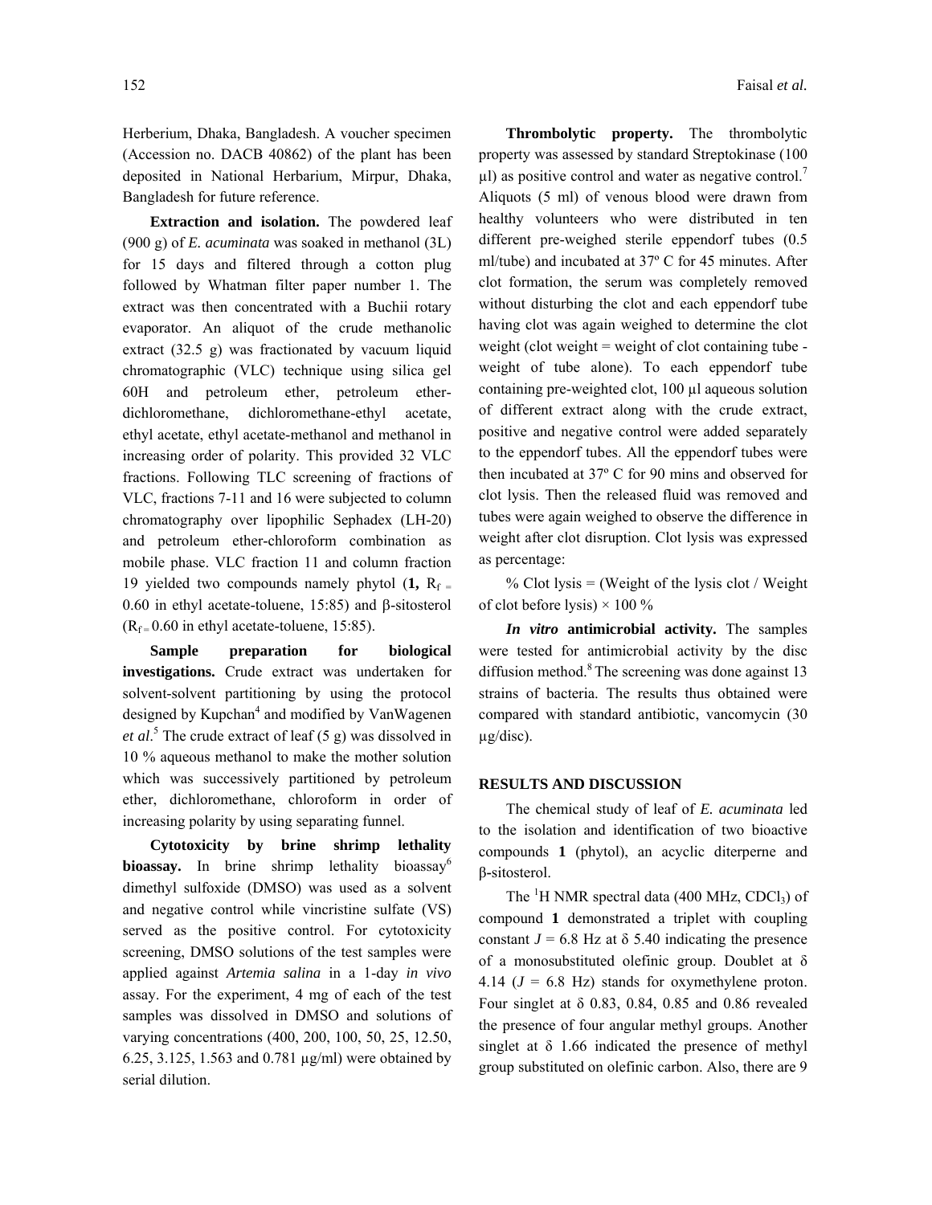Herberium, Dhaka, Bangladesh. A voucher specimen (Accession no. DACB 40862) of the plant has been deposited in National Herbarium, Mirpur, Dhaka, Bangladesh for future reference.

**Extraction and isolation.** The powdered leaf (900 g) of *E. acuminata* was soaked in methanol (3L) for 15 days and filtered through a cotton plug followed by Whatman filter paper number 1. The extract was then concentrated with a Buchii rotary evaporator. An aliquot of the crude methanolic extract (32.5 g) was fractionated by vacuum liquid chromatographic (VLC) technique using silica gel 60H and petroleum ether, petroleum ether-dichloromethane, dichloromethane-ethyl acetate, ethyl acetate, ethyl acetate-methanol and methanol in increasing order of polarity. This provided 32 VLC fractions. Following TLC screening of fractions of VLC, fractions 7-11 and 16 were subjected to column chromatography over lipophilic Sephadex (LH-20) and petroleum ether-chloroform combination as mobile phase. VLC fraction 11 and column fraction 19 yielded two compounds namely phytol (**1,** $R_f = 0.60$ in ethyl acetate-toluene, 15:85) and β-sitosterol ($R_f = 0.60$ in ethyl acetate-toluene, 15:85).

**Sample preparation for biological investigations.** Crude extract was undertaken for solvent-solvent partitioning by using the protocol designed by Kupchan[4] and modified by VanWagenen *et al*.[5] The crude extract of leaf (5 g) was dissolved in 10 % aqueous methanol to make the mother solution which was successively partitioned by petroleum ether, dichloromethane, chloroform in order of increasing polarity by using separating funnel.

**Cytotoxicity by brine shrimp lethality bioassay.** In brine shrimp lethality bioassay[6] dimethyl sulfoxide (DMSO) was used as a solvent and negative control while vincristine sulfate (VS) served as the positive control. For cytotoxicity screening, DMSO solutions of the test samples were applied against *Artemia salina* in a 1-day *in vivo* assay. For the experiment, 4 mg of each of the test samples was dissolved in DMSO and solutions of varying concentrations (400, 200, 100, 50, 25, 12.50, 6.25, 3.125, 1.563 and 0.781 µg/ml) were obtained by serial dilution.

**Thrombolytic property.** The thrombolytic property was assessed by standard Streptokinase (100 µl) as positive control and water as negative control.[7] Aliquots (5 ml) of venous blood were drawn from healthy volunteers who were distributed in ten different pre-weighed sterile eppendorf tubes (0.5 ml/tube) and incubated at 37º C for 45 minutes. After clot formation, the serum was completely removed without disturbing the clot and each eppendorf tube having clot was again weighed to determine the clot weight (clot weight = weight of clot containing tube - weight of tube alone). To each eppendorf tube containing pre-weighted clot, 100 µl aqueous solution of different extract along with the crude extract, positive and negative control were added separately to the eppendorf tubes. All the eppendorf tubes were then incubated at 37º C for 90 mins and observed for clot lysis. Then the released fluid was removed and tubes were again weighed to observe the difference in weight after clot disruption. Clot lysis was expressed as percentage:

% Clot lysis = (Weight of the lysis clot / Weight of clot before lysis) × 100 %

***In vitro* antimicrobial activity.** The samples were tested for antimicrobial activity by the disc diffusion method.[8] The screening was done against 13 strains of bacteria. The results thus obtained were compared with standard antibiotic, vancomycin (30 µg/disc).

## RESULTS AND DISCUSSION

The chemical study of leaf of *E. acuminata* led to the isolation and identification of two bioactive compounds **1** (phytol), an acyclic diterperne and β-sitosterol.

The $^1H$ NMR spectral data (400 MHz, $CDCl_3$) of compound **1** demonstrated a triplet with coupling constant $J = 6.8$ Hz at δ 5.40 indicating the presence of a monosubstituted olefinic group. Doublet at δ 4.14 ($J = 6.8$ Hz) stands for oxymethylene proton. Four singlet at δ 0.83, 0.84, 0.85 and 0.86 revealed the presence of four angular methyl groups. Another singlet at δ 1.66 indicated the presence of methyl group substituted on olefinic carbon. Also, there are 9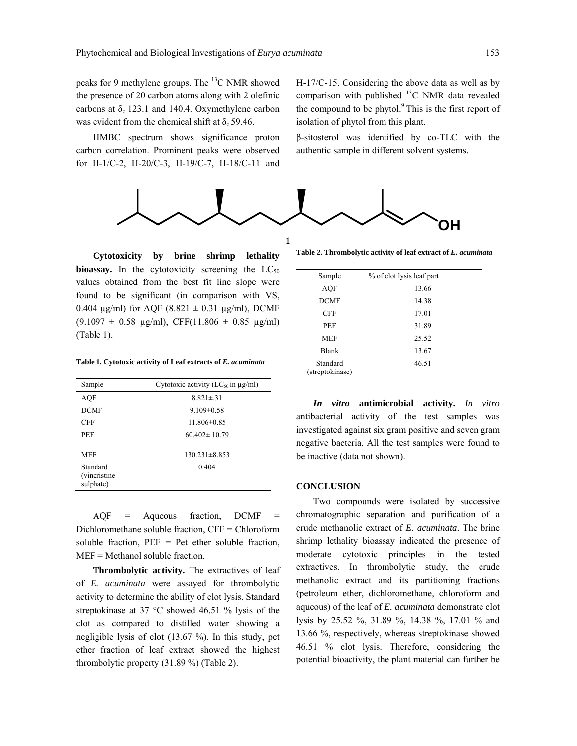peaks for 9 methylene groups. The $^{13}C$ NMR showed the presence of 20 carbon atoms along with 2 olefinic carbons at $\delta_c$ 123.1 and 140.4. Oxymethylene carbon was evident from the chemical shift at $\delta_c$ 59.46.

HMBC spectrum shows significance proton carbon correlation. Prominent peaks were observed for H-1/C-2, H-20/C-3, H-19/C-7, H-18/C-11 and H-17/C-15. Considering the above data as well as by comparison with published $^{13}C$ NMR data revealed the compound to be phytol.[9] This is the first report of isolation of phytol from this plant.

β-sitosterol was identified by co-TLC with the authentic sample in different solvent systems.

OH

**1**

**Cytotoxicity by brine shrimp lethality bioassay.** In the cytotoxicity screening the $LC_{50}$ values obtained from the best fit line slope were found to be significant (in comparison with VS, 0.404 µg/ml) for AQF (8.821 ± 0.31 µg/ml), DCMF (9.1097 ± 0.58 µg/ml), CFF(11.806 ± 0.85 µg/ml) (Table 1).

**Table 1. Cytotoxic activity of Leaf extracts of *E. acuminata***

| Sample | Cytotoxic activity ($LC_{50}$ in µg/ml) |
|---|---|
| AQF | 8.821±.31 |
| DCMF | 9.109±0.58 |
| CFF | 11.806±0.85 |
| PEF | 60.402± 10.79 |
| MEF | 130.231±8.853 |
| Standard (vincristine sulphate) | 0.404 |

AQF = Aqueous fraction, DCMF = Dichloromethane soluble fraction, CFF = Chloroform soluble fraction, PEF = Pet ether soluble fraction, MEF = Methanol soluble fraction.

**Thrombolytic activity.** The extractives of leaf of *E. acuminata* were assayed for thrombolytic activity to determine the ability of clot lysis. Standard streptokinase at 37 °C showed 46.51 % lysis of the clot as compared to distilled water showing a negligible lysis of clot (13.67 %). In this study, pet ether fraction of leaf extract showed the highest thrombolytic property (31.89 %) (Table 2).

**Table 2. Thrombolytic activity of leaf extract of *E. acuminata***

| Sample | % of clot lysis leaf part |
|---|---|
| AQF | 13.66 |
| DCMF | 14.38 |
| CFF | 17.01 |
| PEF | 31.89 |
| MEF | 25.52 |
| Blank | 13.67 |
| Standard (streptokinase) | 46.51 |

***In vitro* antimicrobial activity.** *In vitro* antibacterial activity of the test samples was investigated against six gram positive and seven gram negative bacteria. All the test samples were found to be inactive (data not shown).

## CONCLUSION

Two compounds were isolated by successive chromatographic separation and purification of a crude methanolic extract of *E. acuminata*. The brine shrimp lethality bioassay indicated the presence of moderate cytotoxic principles in the tested extractives. In thrombolytic study, the crude methanolic extract and its partitioning fractions (petroleum ether, dichloromethane, chloroform and aqueous) of the leaf of *E. acuminata* demonstrate clot lysis by 25.52 %, 31.89 %, 14.38 %, 17.01 % and 13.66 %, respectively, whereas streptokinase showed 46.51 % clot lysis. Therefore, considering the potential bioactivity, the plant material can further be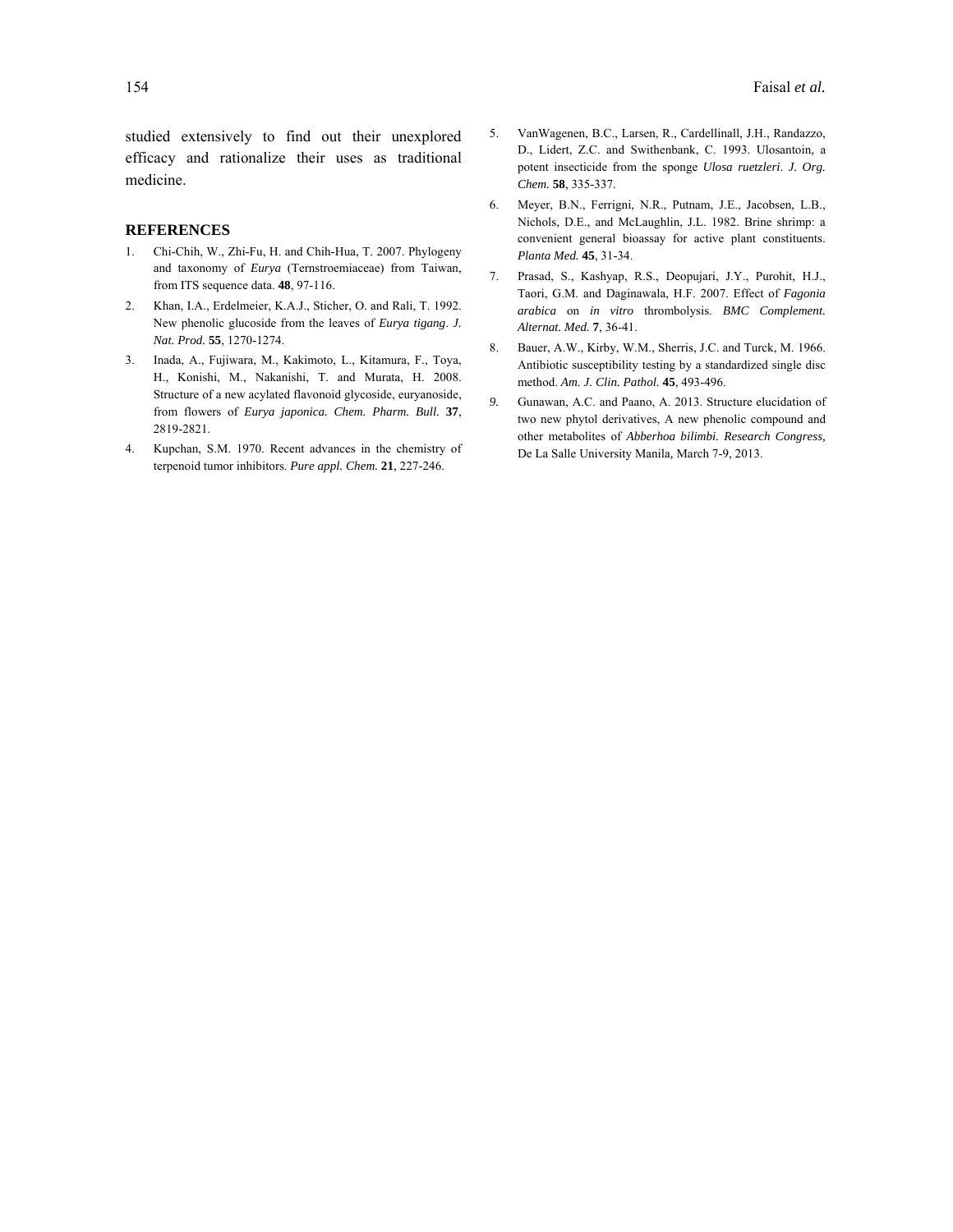studied extensively to find out their unexplored efficacy and rationalize their uses as traditional medicine.

## REFERENCES

1. Chi-Chih, W., Zhi-Fu, H. and Chih-Hua, T. 2007. Phylogeny and taxonomy of *Eurya* (Ternstroemiaceae) from Taiwan, from ITS sequence data. **48**, 97-116.
2. Khan, I.A., Erdelmeier, K.A.J., Sticher, O. and Rali, T. 1992. New phenolic glucoside from the leaves of *Eurya tigang*. *J. Nat. Prod.* **55**, 1270-1274.
3. Inada, A., Fujiwara, M., Kakimoto, L., Kitamura, F., Toya, H., Konishi, M., Nakanishi, T. and Murata, H. 2008. Structure of a new acylated flavonoid glycoside, euryanoside, from flowers of *Eurya japonica. Chem. Pharm. Bull.* **37**, 2819-2821.
4. Kupchan, S.M. 1970. Recent advances in the chemistry of terpenoid tumor inhibitors. *Pure appl. Chem.* **21**, 227-246.
5. VanWagenen, B.C., Larsen, R., Cardellinall, J.H., Randazzo, D., Lidert, Z.C. and Swithenbank, C. 1993. Ulosantoin, a potent insecticide from the sponge *Ulosa ruetzleri*. *J. Org. Chem.* **58**, 335-337.
6. Meyer, B.N., Ferrigni, N.R., Putnam, J.E., Jacobsen, L.B., Nichols, D.E., and McLaughlin, J.L. 1982. Brine shrimp: a convenient general bioassay for active plant constituents. *Planta Med.* **45**, 31-34.
7. Prasad, S., Kashyap, R.S., Deopujari, J.Y., Purohit, H.J., Taori, G.M. and Daginawala, H.F. 2007. Effect of *Fagonia arabica* on *in vitro* thrombolysis. *BMC Complement. Alternat. Med.* **7**, 36-41.
8. Bauer, A.W., Kirby, W.M., Sherris, J.C. and Turck, M. 1966. Antibiotic susceptibility testing by a standardized single disc method. *Am. J. Clin. Pathol.* **45**, 493-496.
9. Gunawan, A.C. and Paano, A. 2013. Structure elucidation of two new phytol derivatives, A new phenolic compound and other metabolites of *Abberhoa bilimbi. Research Congress,* De La Salle University Manila*,* March 7-9, 2013.